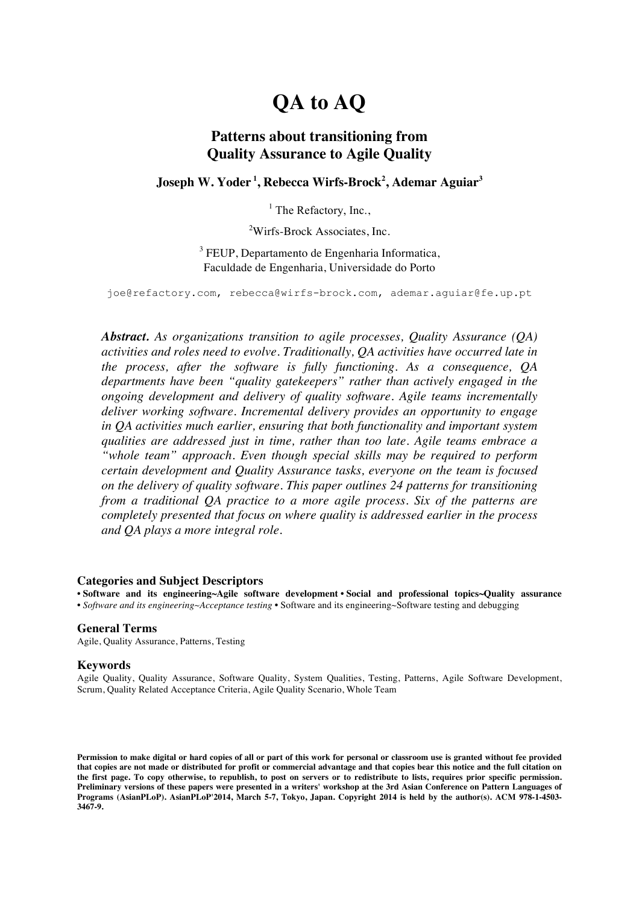# QA to AQ

## Patterns about transitioning from Quality Assurance to Agile Quality

**Joseph W. Yoder [1], Rebecca Wirfs-Brock[2], Ademar Aguiar[3]**

[1] The Refactory, Inc.,

[2]Wirfs-Brock Associates, Inc.

[3] FEUP, Departamento de Engenharia Informatica, Faculdade de Engenharia, Universidade do Porto

joe@refactory.com, rebecca@wirfs-brock.com, ademar.aguiar@fe.up.pt

***Abstract.*** *As organizations transition to agile processes, Quality Assurance (QA) activities and roles need to evolve. Traditionally, QA activities have occurred late in the process, after the software is fully functioning. As a consequence, QA departments have been "quality gatekeepers" rather than actively engaged in the ongoing development and delivery of quality software. Agile teams incrementally deliver working software. Incremental delivery provides an opportunity to engage in QA activities much earlier, ensuring that both functionality and important system qualities are addressed just in time, rather than too late. Agile teams embrace a "whole team" approach. Even though special skills may be required to perform certain development and Quality Assurance tasks, everyone on the team is focused on the delivery of quality software. This paper outlines 24 patterns for transitioning from a traditional QA practice to a more agile process. Six of the patterns are completely presented that focus on where quality is addressed earlier in the process and QA plays a more integral role.*

### Categories and Subject Descriptors

**• Software and its engineering~Agile software development • Social and professional topics~Quality assurance** • *Software and its engineering~Acceptance testing* • Software and its engineering~Software testing and debugging

### General Terms

Agile, Quality Assurance, Patterns, Testing

### Keywords

Agile Quality, Quality Assurance, Software Quality, System Qualities, Testing, Patterns, Agile Software Development, Scrum, Quality Related Acceptance Criteria, Agile Quality Scenario, Whole Team

**Permission to make digital or hard copies of all or part of this work for personal or classroom use is granted without fee provided that copies are not made or distributed for profit or commercial advantage and that copies bear this notice and the full citation on the first page. To copy otherwise, to republish, to post on servers or to redistribute to lists, requires prior specific permission. Preliminary versions of these papers were presented in a writers' workshop at the 3rd Asian Conference on Pattern Languages of Programs (AsianPLoP). AsianPLoP'2014, March 5-7, Tokyo, Japan. Copyright 2014 is held by the author(s). ACM 978-1-4503-3467-9.**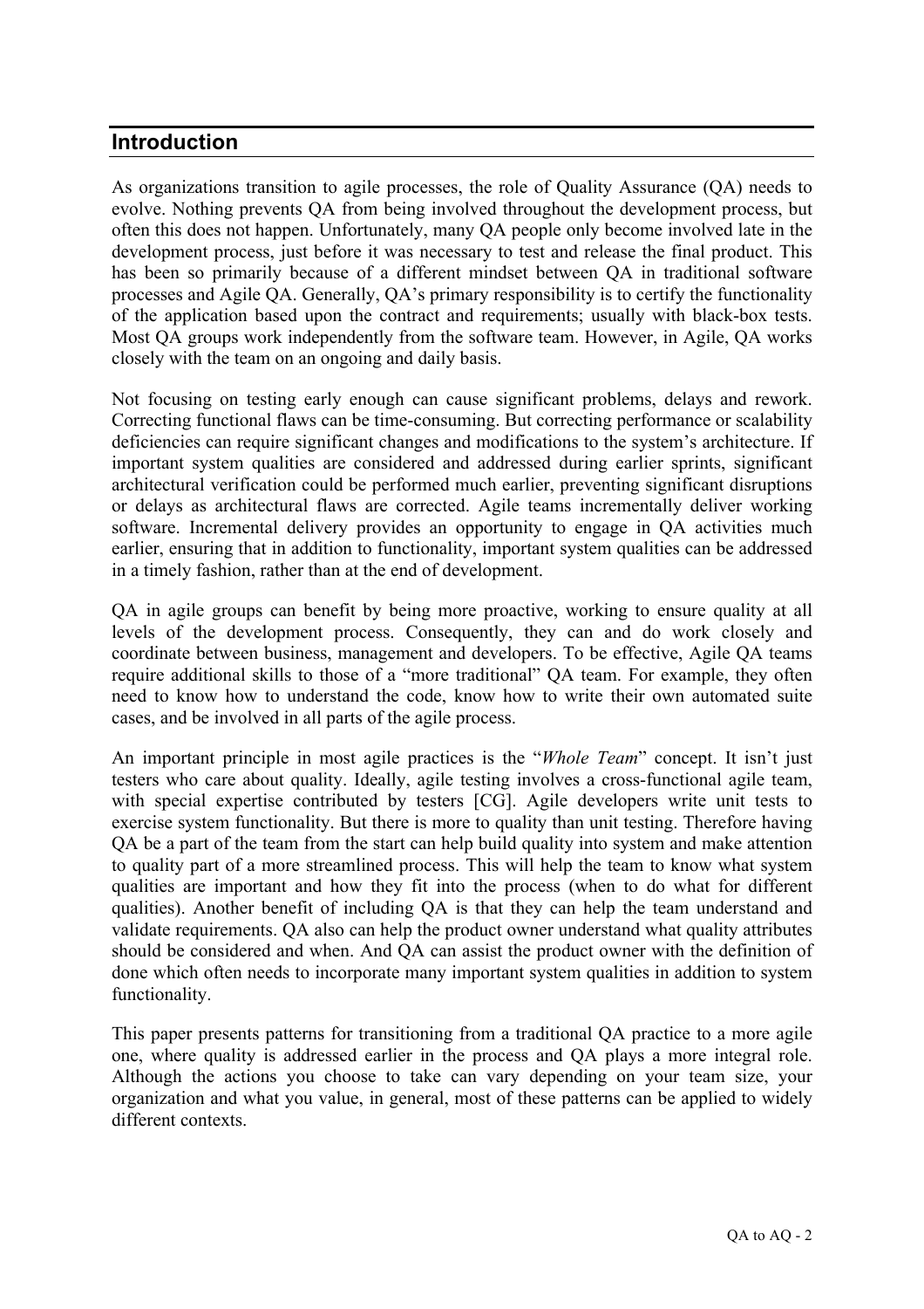## Introduction

As organizations transition to agile processes, the role of Quality Assurance (QA) needs to evolve. Nothing prevents QA from being involved throughout the development process, but often this does not happen. Unfortunately, many QA people only become involved late in the development process, just before it was necessary to test and release the final product. This has been so primarily because of a different mindset between QA in traditional software processes and Agile QA. Generally, QA's primary responsibility is to certify the functionality of the application based upon the contract and requirements; usually with black-box tests. Most QA groups work independently from the software team. However, in Agile, QA works closely with the team on an ongoing and daily basis.

Not focusing on testing early enough can cause significant problems, delays and rework. Correcting functional flaws can be time-consuming. But correcting performance or scalability deficiencies can require significant changes and modifications to the system's architecture. If important system qualities are considered and addressed during earlier sprints, significant architectural verification could be performed much earlier, preventing significant disruptions or delays as architectural flaws are corrected. Agile teams incrementally deliver working software. Incremental delivery provides an opportunity to engage in QA activities much earlier, ensuring that in addition to functionality, important system qualities can be addressed in a timely fashion, rather than at the end of development.

QA in agile groups can benefit by being more proactive, working to ensure quality at all levels of the development process. Consequently, they can and do work closely and coordinate between business, management and developers. To be effective, Agile QA teams require additional skills to those of a "more traditional" QA team. For example, they often need to know how to understand the code, know how to write their own automated suite cases, and be involved in all parts of the agile process.

An important principle in most agile practices is the "*Whole Team*" concept. It isn't just testers who care about quality. Ideally, agile testing involves a cross-functional agile team, with special expertise contributed by testers [CG]. Agile developers write unit tests to exercise system functionality. But there is more to quality than unit testing. Therefore having QA be a part of the team from the start can help build quality into system and make attention to quality part of a more streamlined process. This will help the team to know what system qualities are important and how they fit into the process (when to do what for different qualities). Another benefit of including QA is that they can help the team understand and validate requirements. QA also can help the product owner understand what quality attributes should be considered and when. And QA can assist the product owner with the definition of done which often needs to incorporate many important system qualities in addition to system functionality.

This paper presents patterns for transitioning from a traditional QA practice to a more agile one, where quality is addressed earlier in the process and QA plays a more integral role. Although the actions you choose to take can vary depending on your team size, your organization and what you value, in general, most of these patterns can be applied to widely different contexts.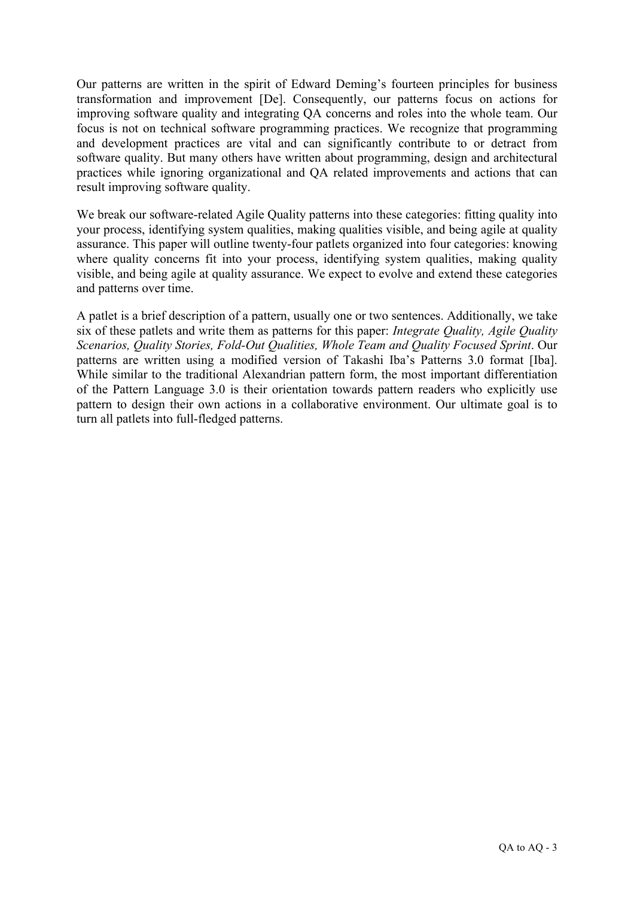Our patterns are written in the spirit of Edward Deming's fourteen principles for business transformation and improvement [De]. Consequently, our patterns focus on actions for improving software quality and integrating QA concerns and roles into the whole team. Our focus is not on technical software programming practices. We recognize that programming and development practices are vital and can significantly contribute to or detract from software quality. But many others have written about programming, design and architectural practices while ignoring organizational and QA related improvements and actions that can result improving software quality.

We break our software-related Agile Quality patterns into these categories: fitting quality into your process, identifying system qualities, making qualities visible, and being agile at quality assurance. This paper will outline twenty-four patlets organized into four categories: knowing where quality concerns fit into your process, identifying system qualities, making quality visible, and being agile at quality assurance. We expect to evolve and extend these categories and patterns over time.

A patlet is a brief description of a pattern, usually one or two sentences. Additionally, we take six of these patlets and write them as patterns for this paper: *Integrate Quality, Agile Quality Scenarios, Quality Stories, Fold-Out Qualities, Whole Team and Quality Focused Sprint*. Our patterns are written using a modified version of Takashi Iba's Patterns 3.0 format [Iba]. While similar to the traditional Alexandrian pattern form, the most important differentiation of the Pattern Language 3.0 is their orientation towards pattern readers who explicitly use pattern to design their own actions in a collaborative environment. Our ultimate goal is to turn all patlets into full-fledged patterns.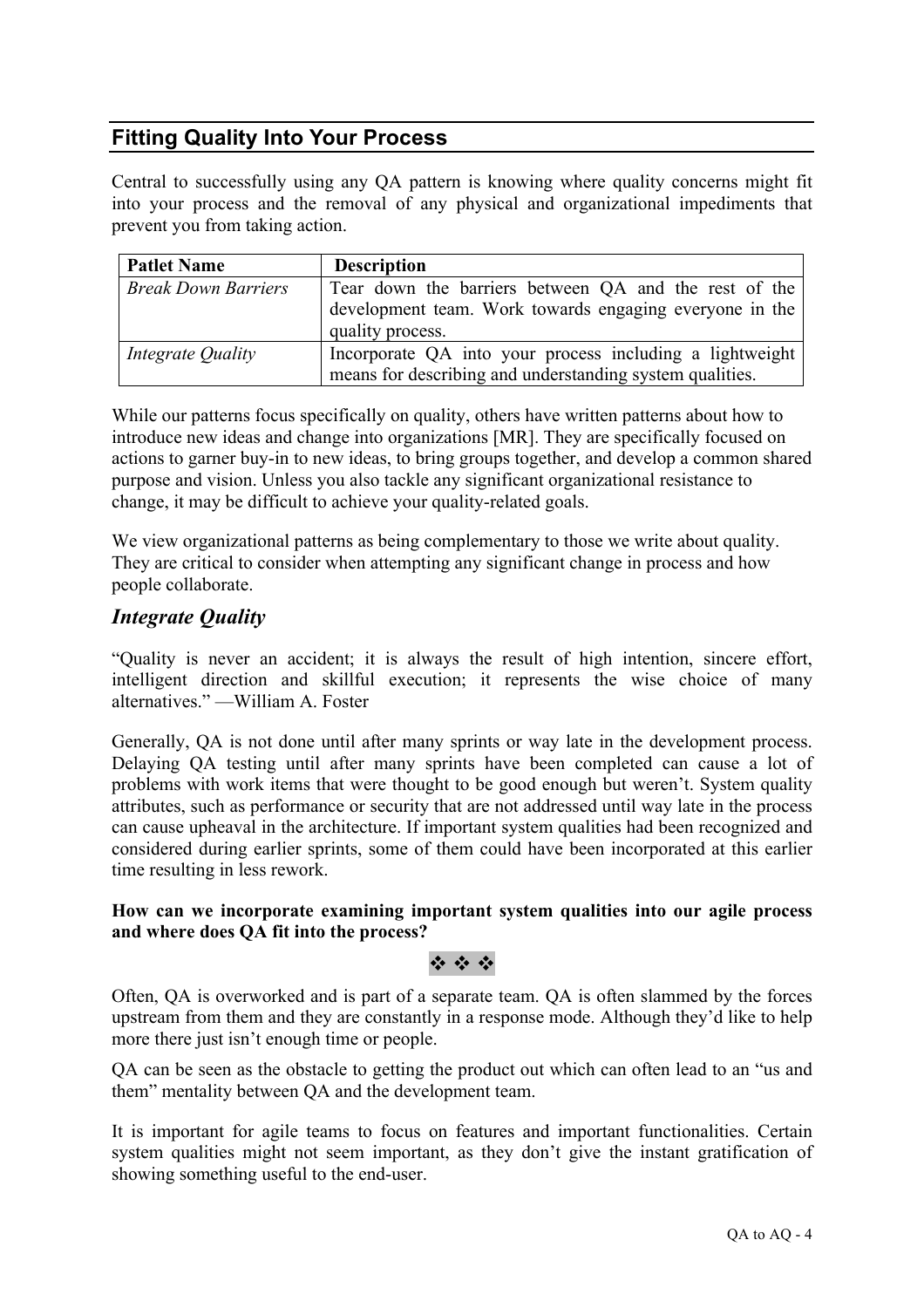## Fitting Quality Into Your Process

Central to successfully using any QA pattern is knowing where quality concerns might fit into your process and the removal of any physical and organizational impediments that prevent you from taking action.

| Patlet Name | Description |
| --- | --- |
| *Break Down Barriers* | Tear down the barriers between QA and the rest of the development team. Work towards engaging everyone in the quality process. |
| *Integrate Quality* | Incorporate QA into your process including a lightweight means for describing and understanding system qualities. |

While our patterns focus specifically on quality, others have written patterns about how to introduce new ideas and change into organizations [MR]. They are specifically focused on actions to garner buy-in to new ideas, to bring groups together, and develop a common shared purpose and vision. Unless you also tackle any significant organizational resistance to change, it may be difficult to achieve your quality-related goals.

We view organizational patterns as being complementary to those we write about quality. They are critical to consider when attempting any significant change in process and how people collaborate.

### *Integrate Quality*

"Quality is never an accident; it is always the result of high intention, sincere effort, intelligent direction and skillful execution; it represents the wise choice of many alternatives." —William A. Foster

Generally, QA is not done until after many sprints or way late in the development process. Delaying QA testing until after many sprints have been completed can cause a lot of problems with work items that were thought to be good enough but weren't. System quality attributes, such as performance or security that are not addressed until way late in the process can cause upheaval in the architecture. If important system qualities had been recognized and considered during earlier sprints, some of them could have been incorporated at this earlier time resulting in less rework.

**How can we incorporate examining important system qualities into our agile process and where does QA fit into the process?**

❖ ❖ ❖

Often, QA is overworked and is part of a separate team. QA is often slammed by the forces upstream from them and they are constantly in a response mode. Although they'd like to help more there just isn't enough time or people.

QA can be seen as the obstacle to getting the product out which can often lead to an "us and them" mentality between QA and the development team.

It is important for agile teams to focus on features and important functionalities. Certain system qualities might not seem important, as they don't give the instant gratification of showing something useful to the end-user.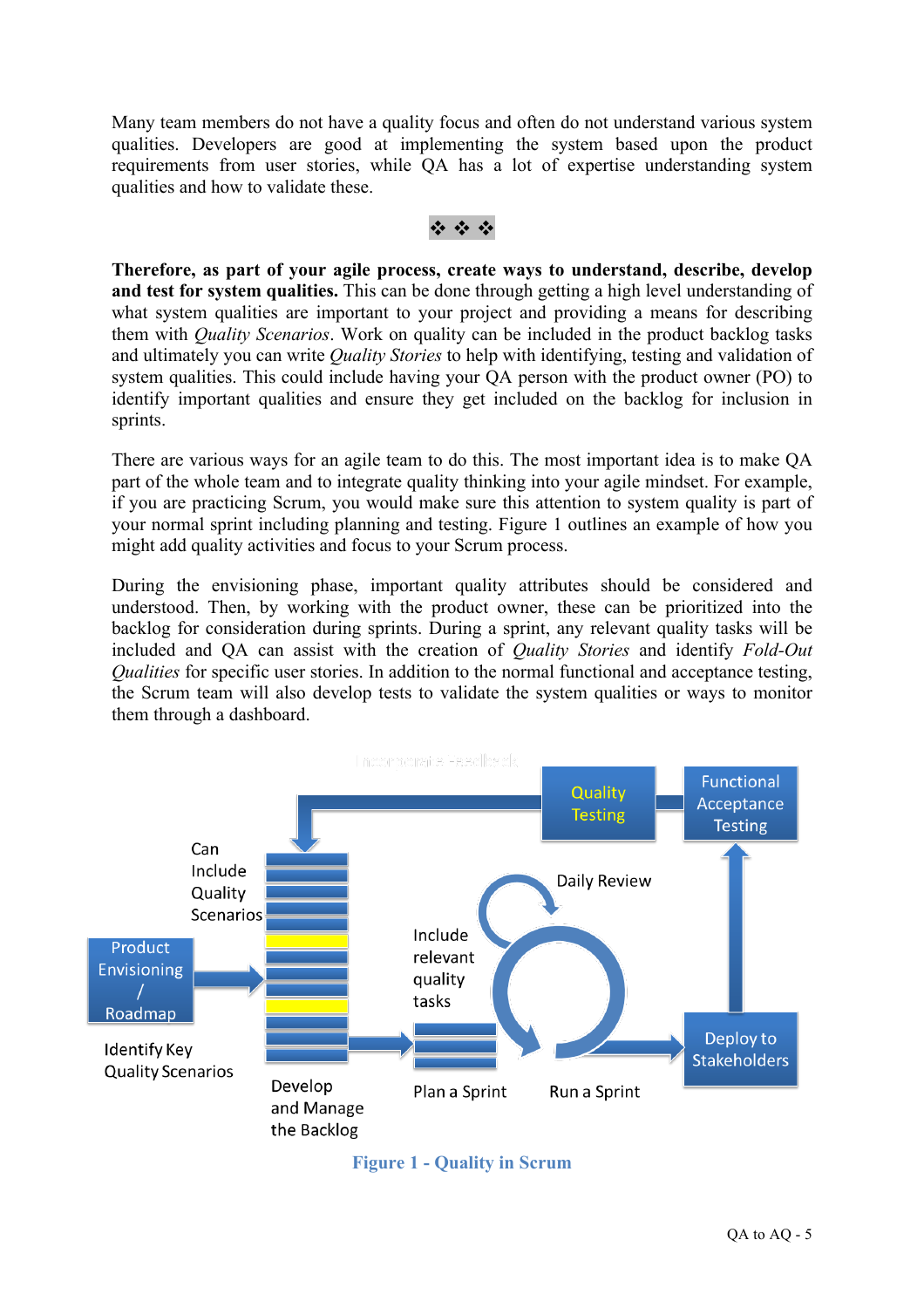Many team members do not have a quality focus and often do not understand various system qualities. Developers are good at implementing the system based upon the product requirements from user stories, while QA has a lot of expertise understanding system qualities and how to validate these.

❖ ❖ ❖

**Therefore, as part of your agile process, create ways to understand, describe, develop and test for system qualities.** This can be done through getting a high level understanding of what system qualities are important to your project and providing a means for describing them with *Quality Scenarios*. Work on quality can be included in the product backlog tasks and ultimately you can write *Quality Stories* to help with identifying, testing and validation of system qualities. This could include having your QA person with the product owner (PO) to identify important qualities and ensure they get included on the backlog for inclusion in sprints.

There are various ways for an agile team to do this. The most important idea is to make QA part of the whole team and to integrate quality thinking into your agile mindset. For example, if you are practicing Scrum, you would make sure this attention to system quality is part of your normal sprint including planning and testing. Figure 1 outlines an example of how you might add quality activities and focus to your Scrum process.

During the envisioning phase, important quality attributes should be considered and understood. Then, by working with the product owner, these can be prioritized into the backlog for consideration during sprints. During a sprint, any relevant quality tasks will be included and QA can assist with the creation of *Quality Stories* and identify *Fold-Out Qualities* for specific user stories. In addition to the normal functional and acceptance testing, the Scrum team will also develop tests to validate the system qualities or ways to monitor them through a dashboard.

Incorporate Feedback

Quality Testing

Functional Acceptance Testing

Can Include Quality Scenarios

Daily Review

Product Envisioning / Roadmap

Include relevant quality tasks

Deploy to Stakeholders

Identify Key Quality Scenarios

Develop and Manage the Backlog

Plan a Sprint

Run a Sprint

**Figure 1 - Quality in Scrum**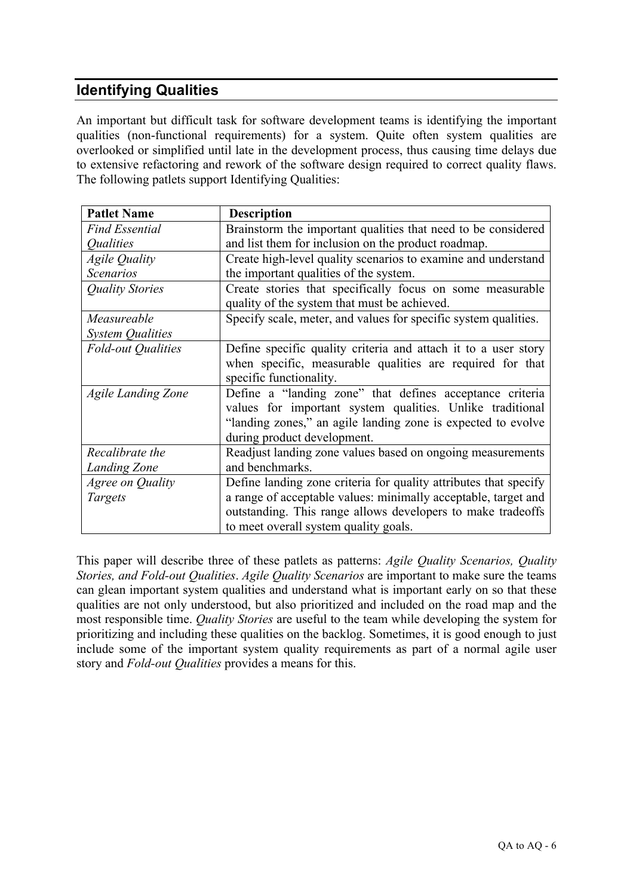## Identifying Qualities

An important but difficult task for software development teams is identifying the important qualities (non-functional requirements) for a system. Quite often system qualities are overlooked or simplified until late in the development process, thus causing time delays due to extensive refactoring and rework of the software design required to correct quality flaws. The following patlets support Identifying Qualities:

| Patlet Name | Description |
|---|---|
| *Find Essential Qualities* | Brainstorm the important qualities that need to be considered and list them for inclusion on the product roadmap. |
| *Agile Quality Scenarios* | Create high-level quality scenarios to examine and understand the important qualities of the system. |
| *Quality Stories* | Create stories that specifically focus on some measurable quality of the system that must be achieved. |
| *Measureable System Qualities* | Specify scale, meter, and values for specific system qualities. |
| *Fold-out Qualities* | Define specific quality criteria and attach it to a user story when specific, measurable qualities are required for that specific functionality. |
| *Agile Landing Zone* | Define a "landing zone" that defines acceptance criteria values for important system qualities. Unlike traditional "landing zones," an agile landing zone is expected to evolve during product development. |
| *Recalibrate the Landing Zone* | Readjust landing zone values based on ongoing measurements and benchmarks. |
| *Agree on Quality Targets* | Define landing zone criteria for quality attributes that specify a range of acceptable values: minimally acceptable, target and outstanding. This range allows developers to make tradeoffs to meet overall system quality goals. |

This paper will describe three of these patlets as patterns: *Agile Quality Scenarios, Quality Stories, and Fold-out Qualities*. *Agile Quality Scenarios* are important to make sure the teams can glean important system qualities and understand what is important early on so that these qualities are not only understood, but also prioritized and included on the road map and the most responsible time. *Quality Stories* are useful to the team while developing the system for prioritizing and including these qualities on the backlog. Sometimes, it is good enough to just include some of the important system quality requirements as part of a normal agile user story and *Fold-out Qualities* provides a means for this.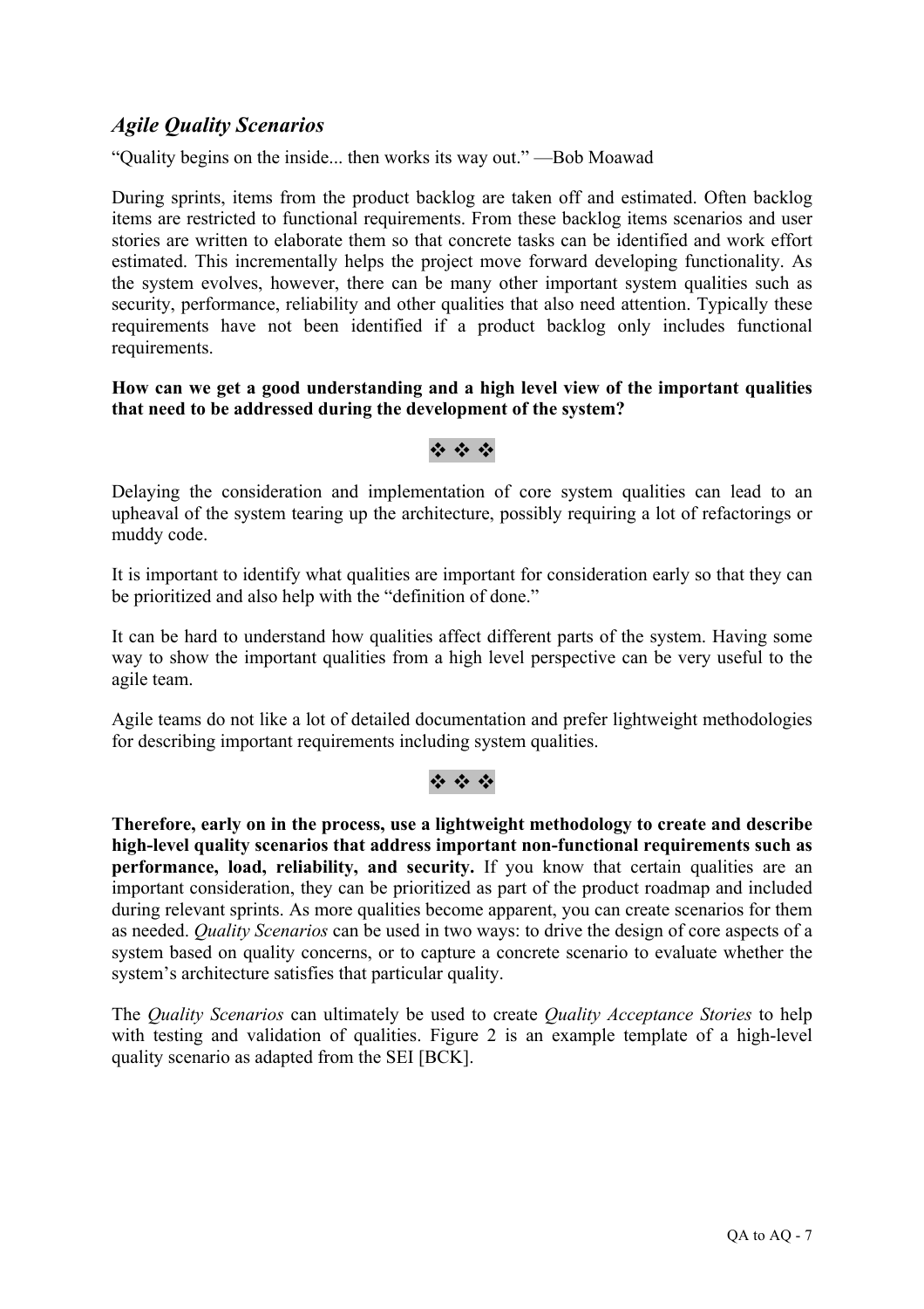## *Agile Quality Scenarios*

"Quality begins on the inside... then works its way out." —Bob Moawad

During sprints, items from the product backlog are taken off and estimated. Often backlog items are restricted to functional requirements. From these backlog items scenarios and user stories are written to elaborate them so that concrete tasks can be identified and work effort estimated. This incrementally helps the project move forward developing functionality. As the system evolves, however, there can be many other important system qualities such as security, performance, reliability and other qualities that also need attention. Typically these requirements have not been identified if a product backlog only includes functional requirements.

**How can we get a good understanding and a high level view of the important qualities that need to be addressed during the development of the system?**

❖ ❖ ❖

Delaying the consideration and implementation of core system qualities can lead to an upheaval of the system tearing up the architecture, possibly requiring a lot of refactorings or muddy code.

It is important to identify what qualities are important for consideration early so that they can be prioritized and also help with the "definition of done."

It can be hard to understand how qualities affect different parts of the system. Having some way to show the important qualities from a high level perspective can be very useful to the agile team.

Agile teams do not like a lot of detailed documentation and prefer lightweight methodologies for describing important requirements including system qualities.

❖ ❖ ❖

**Therefore, early on in the process, use a lightweight methodology to create and describe high-level quality scenarios that address important non-functional requirements such as performance, load, reliability, and security.** If you know that certain qualities are an important consideration, they can be prioritized as part of the product roadmap and included during relevant sprints. As more qualities become apparent, you can create scenarios for them as needed. *Quality Scenarios* can be used in two ways: to drive the design of core aspects of a system based on quality concerns, or to capture a concrete scenario to evaluate whether the system's architecture satisfies that particular quality.

The *Quality Scenarios* can ultimately be used to create *Quality Acceptance Stories* to help with testing and validation of qualities. Figure 2 is an example template of a high-level quality scenario as adapted from the SEI [BCK].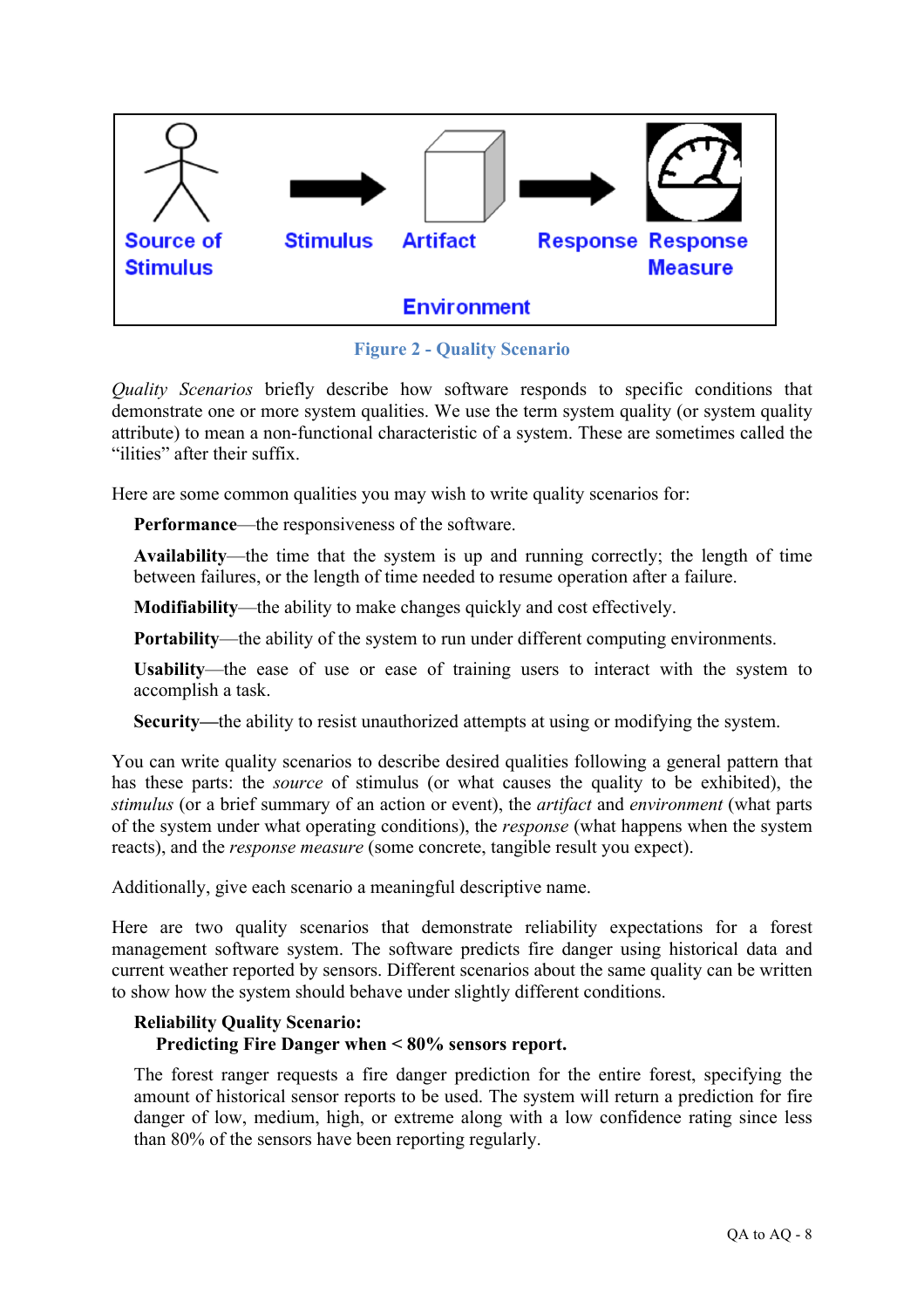Source of Stimulus → Stimulus → Artifact → Response → Response Measure

Environment

Figure 2 - Quality Scenario

*Quality Scenarios* briefly describe how software responds to specific conditions that demonstrate one or more system qualities. We use the term system quality (or system quality attribute) to mean a non-functional characteristic of a system. These are sometimes called the "ilities" after their suffix.

Here are some common qualities you may wish to write quality scenarios for:

**Performance**—the responsiveness of the software.

**Availability**—the time that the system is up and running correctly; the length of time between failures, or the length of time needed to resume operation after a failure.

**Modifiability**—the ability to make changes quickly and cost effectively.

**Portability**—the ability of the system to run under different computing environments.

**Usability**—the ease of use or ease of training users to interact with the system to accomplish a task.

**Security—**the ability to resist unauthorized attempts at using or modifying the system.

You can write quality scenarios to describe desired qualities following a general pattern that has these parts: the *source* of stimulus (or what causes the quality to be exhibited), the *stimulus* (or a brief summary of an action or event), the *artifact* and *environment* (what parts of the system under what operating conditions), the *response* (what happens when the system reacts), and the *response measure* (some concrete, tangible result you expect).

Additionally, give each scenario a meaningful descriptive name.

Here are two quality scenarios that demonstrate reliability expectations for a forest management software system. The software predicts fire danger using historical data and current weather reported by sensors. Different scenarios about the same quality can be written to show how the system should behave under slightly different conditions.

**Reliability Quality Scenario:**
**Predicting Fire Danger when < 80% sensors report.**

The forest ranger requests a fire danger prediction for the entire forest, specifying the amount of historical sensor reports to be used. The system will return a prediction for fire danger of low, medium, high, or extreme along with a low confidence rating since less than 80% of the sensors have been reporting regularly.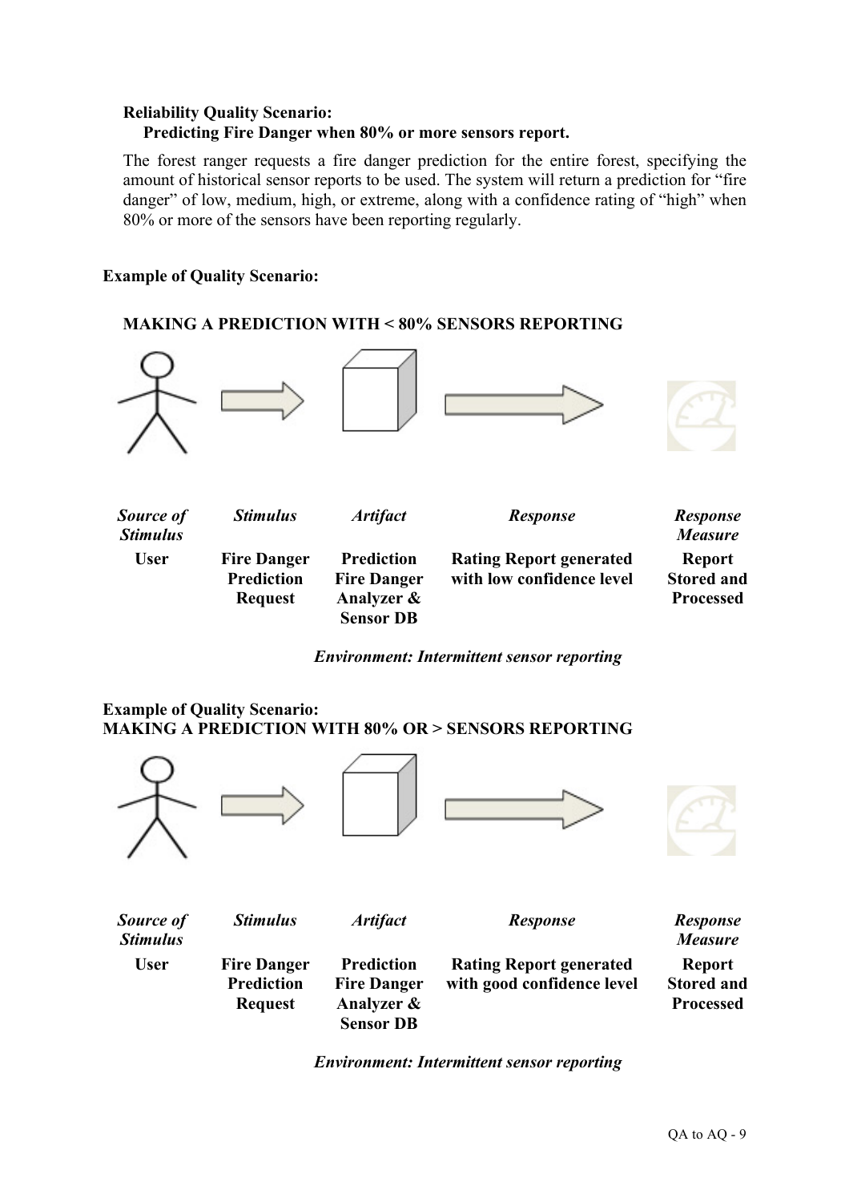**Reliability Quality Scenario:**
**Predicting Fire Danger when 80% or more sensors report.**

The forest ranger requests a fire danger prediction for the entire forest, specifying the amount of historical sensor reports to be used. The system will return a prediction for "fire danger" of low, medium, high, or extreme, along with a confidence rating of "high" when 80% or more of the sensors have been reporting regularly.

**Example of Quality Scenario:**

**MAKING A PREDICTION WITH < 80% SENSORS REPORTING**

| *Source of Stimulus* | *Stimulus* | *Artifact* | *Response* | *Response Measure* |
|---|---|---|---|---|
| **User** | **Fire Danger Prediction Request** | **Prediction Fire Danger Analyzer & Sensor DB** | **Rating Report generated with low confidence level** | **Report Stored and Processed** |

***Environment: Intermittent sensor reporting***

**Example of Quality Scenario:**
**MAKING A PREDICTION WITH 80% OR > SENSORS REPORTING**

| *Source of Stimulus* | *Stimulus* | *Artifact* | *Response* | *Response Measure* |
|---|---|---|---|---|
| **User** | **Fire Danger Prediction Request** | **Prediction Fire Danger Analyzer & Sensor DB** | **Rating Report generated with good confidence level** | **Report Stored and Processed** |

***Environment: Intermittent sensor reporting***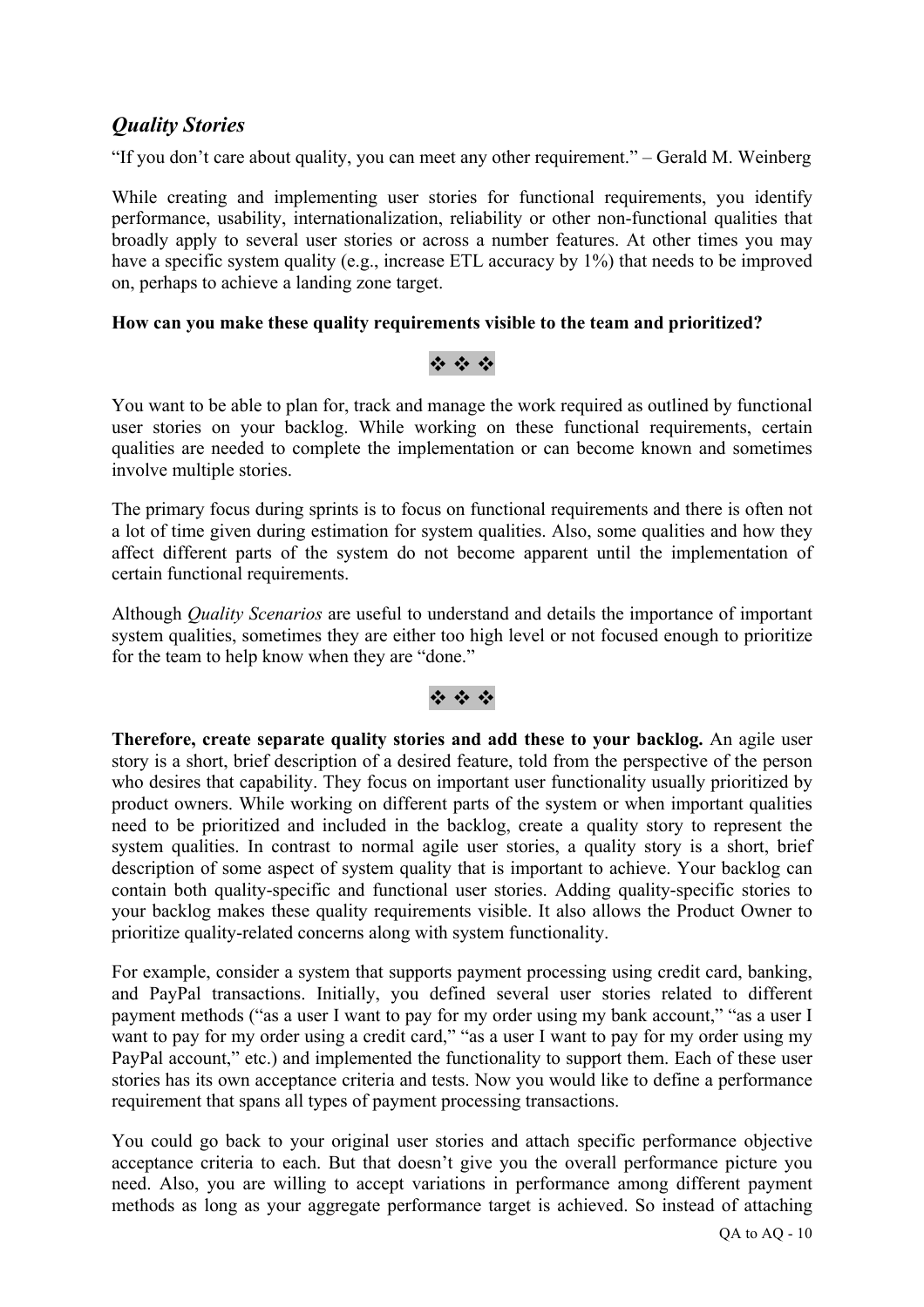## *Quality Stories*

"If you don't care about quality, you can meet any other requirement." – Gerald M. Weinberg

While creating and implementing user stories for functional requirements, you identify performance, usability, internationalization, reliability or other non-functional qualities that broadly apply to several user stories or across a number features. At other times you may have a specific system quality (e.g., increase ETL accuracy by 1%) that needs to be improved on, perhaps to achieve a landing zone target.

**How can you make these quality requirements visible to the team and prioritized?**

❖ ❖ ❖

You want to be able to plan for, track and manage the work required as outlined by functional user stories on your backlog. While working on these functional requirements, certain qualities are needed to complete the implementation or can become known and sometimes involve multiple stories.

The primary focus during sprints is to focus on functional requirements and there is often not a lot of time given during estimation for system qualities. Also, some qualities and how they affect different parts of the system do not become apparent until the implementation of certain functional requirements.

Although *Quality Scenarios* are useful to understand and details the importance of important system qualities, sometimes they are either too high level or not focused enough to prioritize for the team to help know when they are "done."

❖ ❖ ❖

**Therefore, create separate quality stories and add these to your backlog.** An agile user story is a short, brief description of a desired feature, told from the perspective of the person who desires that capability. They focus on important user functionality usually prioritized by product owners. While working on different parts of the system or when important qualities need to be prioritized and included in the backlog, create a quality story to represent the system qualities. In contrast to normal agile user stories, a quality story is a short, brief description of some aspect of system quality that is important to achieve. Your backlog can contain both quality-specific and functional user stories. Adding quality-specific stories to your backlog makes these quality requirements visible. It also allows the Product Owner to prioritize quality-related concerns along with system functionality.

For example, consider a system that supports payment processing using credit card, banking, and PayPal transactions. Initially, you defined several user stories related to different payment methods ("as a user I want to pay for my order using my bank account," "as a user I want to pay for my order using a credit card," "as a user I want to pay for my order using my PayPal account," etc.) and implemented the functionality to support them. Each of these user stories has its own acceptance criteria and tests. Now you would like to define a performance requirement that spans all types of payment processing transactions.

You could go back to your original user stories and attach specific performance objective acceptance criteria to each. But that doesn't give you the overall performance picture you need. Also, you are willing to accept variations in performance among different payment methods as long as your aggregate performance target is achieved. So instead of attaching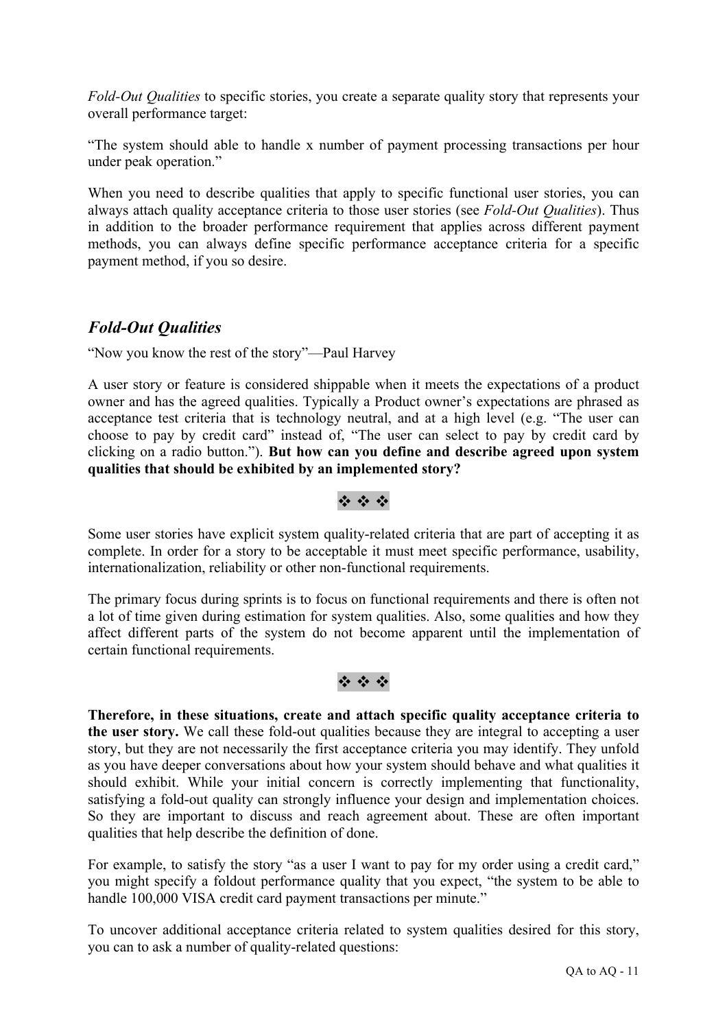*Fold-Out Qualities* to specific stories, you create a separate quality story that represents your overall performance target:

"The system should able to handle x number of payment processing transactions per hour under peak operation."

When you need to describe qualities that apply to specific functional user stories, you can always attach quality acceptance criteria to those user stories (see *Fold-Out Qualities*). Thus in addition to the broader performance requirement that applies across different payment methods, you can always define specific performance acceptance criteria for a specific payment method, if you so desire.

## *Fold-Out Qualities*

"Now you know the rest of the story"—Paul Harvey

A user story or feature is considered shippable when it meets the expectations of a product owner and has the agreed qualities. Typically a Product owner's expectations are phrased as acceptance test criteria that is technology neutral, and at a high level (e.g. "The user can choose to pay by credit card" instead of, "The user can select to pay by credit card by clicking on a radio button."). **But how can you define and describe agreed upon system qualities that should be exhibited by an implemented story?**

❖ ❖ ❖

Some user stories have explicit system quality-related criteria that are part of accepting it as complete. In order for a story to be acceptable it must meet specific performance, usability, internationalization, reliability or other non-functional requirements.

The primary focus during sprints is to focus on functional requirements and there is often not a lot of time given during estimation for system qualities. Also, some qualities and how they affect different parts of the system do not become apparent until the implementation of certain functional requirements.

❖ ❖ ❖

**Therefore, in these situations, create and attach specific quality acceptance criteria to the user story.** We call these fold-out qualities because they are integral to accepting a user story, but they are not necessarily the first acceptance criteria you may identify. They unfold as you have deeper conversations about how your system should behave and what qualities it should exhibit. While your initial concern is correctly implementing that functionality, satisfying a fold-out quality can strongly influence your design and implementation choices. So they are important to discuss and reach agreement about. These are often important qualities that help describe the definition of done.

For example, to satisfy the story "as a user I want to pay for my order using a credit card," you might specify a foldout performance quality that you expect, "the system to be able to handle 100,000 VISA credit card payment transactions per minute."

To uncover additional acceptance criteria related to system qualities desired for this story, you can to ask a number of quality-related questions: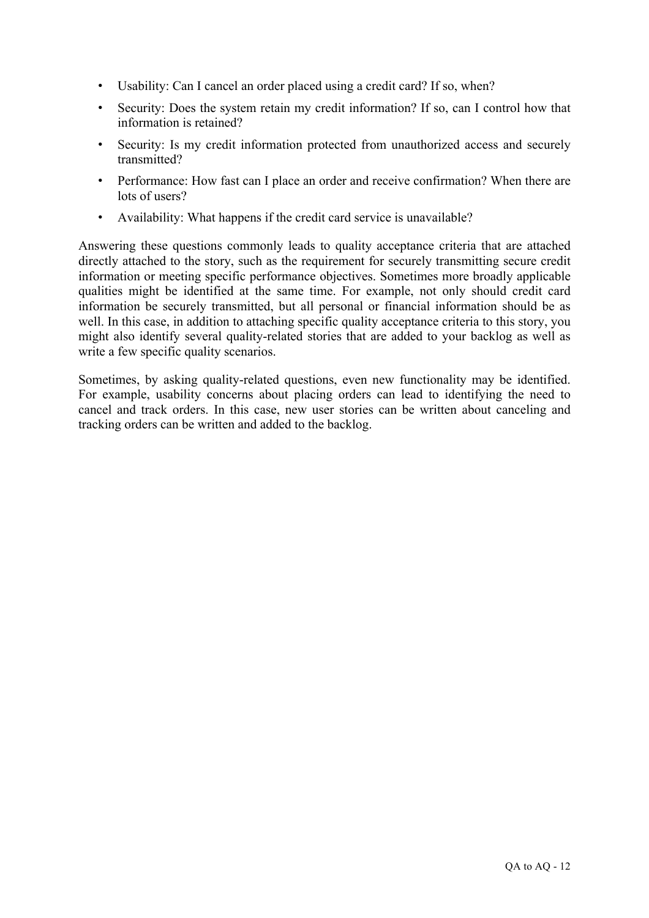- Usability: Can I cancel an order placed using a credit card? If so, when?
- Security: Does the system retain my credit information? If so, can I control how that information is retained?
- Security: Is my credit information protected from unauthorized access and securely transmitted?
- Performance: How fast can I place an order and receive confirmation? When there are lots of users?
- Availability: What happens if the credit card service is unavailable?

Answering these questions commonly leads to quality acceptance criteria that are attached directly attached to the story, such as the requirement for securely transmitting secure credit information or meeting specific performance objectives. Sometimes more broadly applicable qualities might be identified at the same time. For example, not only should credit card information be securely transmitted, but all personal or financial information should be as well. In this case, in addition to attaching specific quality acceptance criteria to this story, you might also identify several quality-related stories that are added to your backlog as well as write a few specific quality scenarios.

Sometimes, by asking quality-related questions, even new functionality may be identified. For example, usability concerns about placing orders can lead to identifying the need to cancel and track orders. In this case, new user stories can be written about canceling and tracking orders can be written and added to the backlog.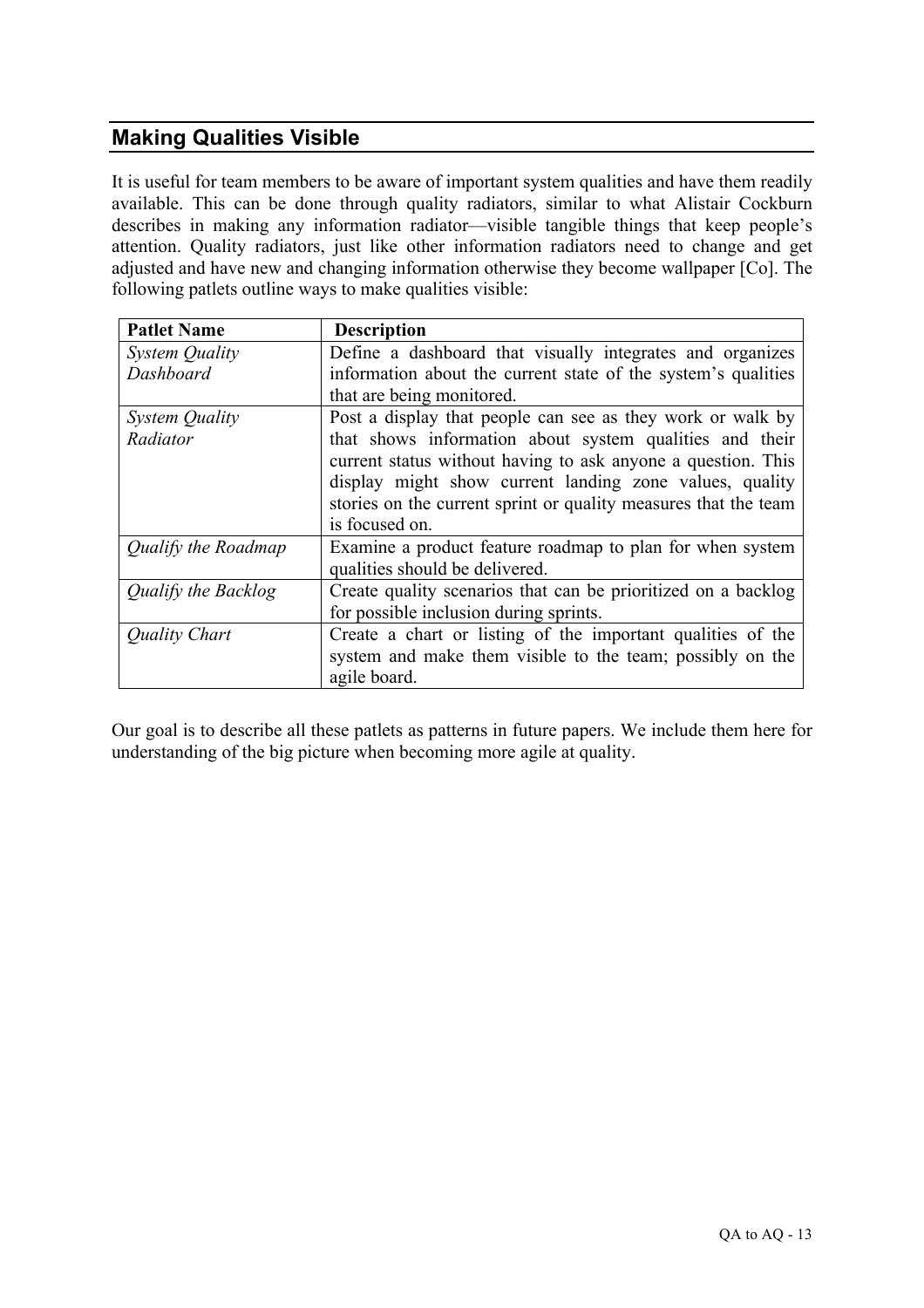## Making Qualities Visible

It is useful for team members to be aware of important system qualities and have them readily available. This can be done through quality radiators, similar to what Alistair Cockburn describes in making any information radiator—visible tangible things that keep people's attention. Quality radiators, just like other information radiators need to change and get adjusted and have new and changing information otherwise they become wallpaper [Co]. The following patlets outline ways to make qualities visible:

| Patlet Name | Description |
|---|---|
| *System Quality Dashboard* | Define a dashboard that visually integrates and organizes information about the current state of the system's qualities that are being monitored. |
| *System Quality Radiator* | Post a display that people can see as they work or walk by that shows information about system qualities and their current status without having to ask anyone a question. This display might show current landing zone values, quality stories on the current sprint or quality measures that the team is focused on. |
| *Qualify the Roadmap* | Examine a product feature roadmap to plan for when system qualities should be delivered. |
| *Qualify the Backlog* | Create quality scenarios that can be prioritized on a backlog for possible inclusion during sprints. |
| *Quality Chart* | Create a chart or listing of the important qualities of the system and make them visible to the team; possibly on the agile board. |

Our goal is to describe all these patlets as patterns in future papers. We include them here for understanding of the big picture when becoming more agile at quality.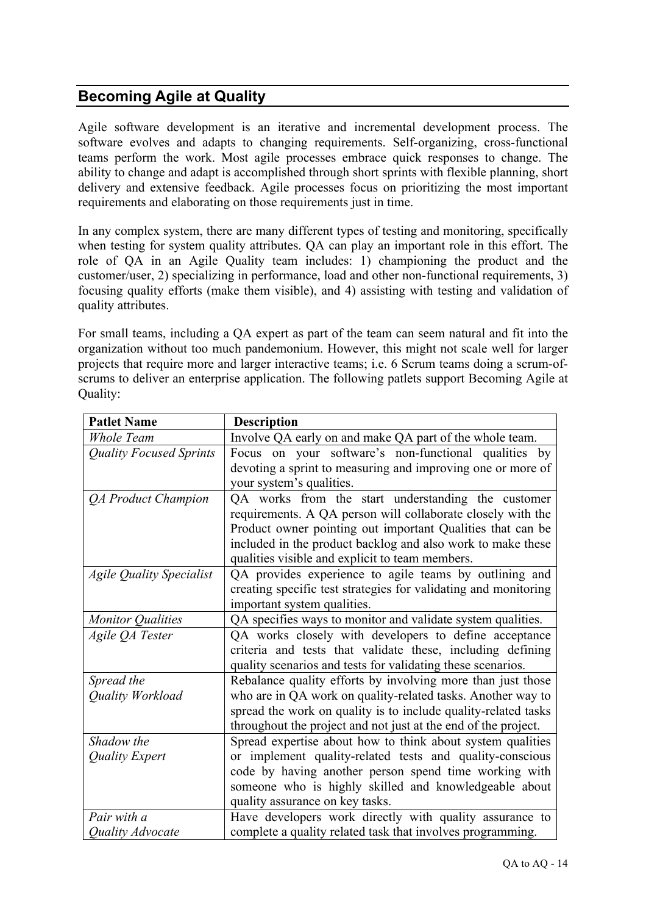## Becoming Agile at Quality

Agile software development is an iterative and incremental development process. The software evolves and adapts to changing requirements. Self-organizing, cross-functional teams perform the work. Most agile processes embrace quick responses to change. The ability to change and adapt is accomplished through short sprints with flexible planning, short delivery and extensive feedback. Agile processes focus on prioritizing the most important requirements and elaborating on those requirements just in time.

In any complex system, there are many different types of testing and monitoring, specifically when testing for system quality attributes. QA can play an important role in this effort. The role of QA in an Agile Quality team includes: 1) championing the product and the customer/user, 2) specializing in performance, load and other non-functional requirements, 3) focusing quality efforts (make them visible), and 4) assisting with testing and validation of quality attributes.

For small teams, including a QA expert as part of the team can seem natural and fit into the organization without too much pandemonium. However, this might not scale well for larger projects that require more and larger interactive teams; i.e. 6 Scrum teams doing a scrum-of-scrums to deliver an enterprise application. The following patlets support Becoming Agile at Quality:

| Patlet Name | Description |
|---|---|
| *Whole Team* | Involve QA early on and make QA part of the whole team. |
| *Quality Focused Sprints* | Focus on your software's non-functional qualities by devoting a sprint to measuring and improving one or more of your system's qualities. |
| *QA Product Champion* | QA works from the start understanding the customer requirements. A QA person will collaborate closely with the Product owner pointing out important Qualities that can be included in the product backlog and also work to make these qualities visible and explicit to team members. |
| *Agile Quality Specialist* | QA provides experience to agile teams by outlining and creating specific test strategies for validating and monitoring important system qualities. |
| *Monitor Qualities* | QA specifies ways to monitor and validate system qualities. |
| *Agile QA Tester* | QA works closely with developers to define acceptance criteria and tests that validate these, including defining quality scenarios and tests for validating these scenarios. |
| *Spread the Quality Workload* | Rebalance quality efforts by involving more than just those who are in QA work on quality-related tasks. Another way to spread the work on quality is to include quality-related tasks throughout the project and not just at the end of the project. |
| *Shadow the Quality Expert* | Spread expertise about how to think about system qualities or implement quality-related tests and quality-conscious code by having another person spend time working with someone who is highly skilled and knowledgeable about quality assurance on key tasks. |
| *Pair with a Quality Advocate* | Have developers work directly with quality assurance to complete a quality related task that involves programming. |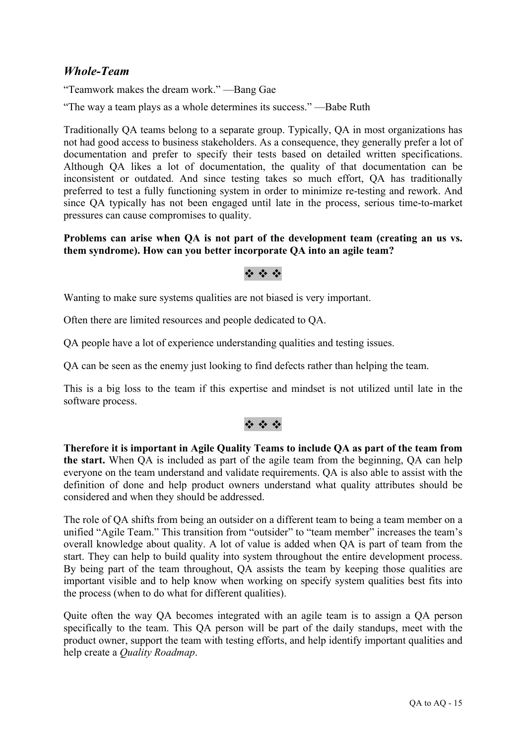## *Whole-Team*

"Teamwork makes the dream work." —Bang Gae

"The way a team plays as a whole determines its success." —Babe Ruth

Traditionally QA teams belong to a separate group. Typically, QA in most organizations has not had good access to business stakeholders. As a consequence, they generally prefer a lot of documentation and prefer to specify their tests based on detailed written specifications. Although QA likes a lot of documentation, the quality of that documentation can be inconsistent or outdated. And since testing takes so much effort, QA has traditionally preferred to test a fully functioning system in order to minimize re-testing and rework. And since QA typically has not been engaged until late in the process, serious time-to-market pressures can cause compromises to quality.

**Problems can arise when QA is not part of the development team (creating an us vs. them syndrome). How can you better incorporate QA into an agile team?**

❖ ❖ ❖

Wanting to make sure systems qualities are not biased is very important.

Often there are limited resources and people dedicated to QA.

QA people have a lot of experience understanding qualities and testing issues.

QA can be seen as the enemy just looking to find defects rather than helping the team.

This is a big loss to the team if this expertise and mindset is not utilized until late in the software process.

❖ ❖ ❖

**Therefore it is important in Agile Quality Teams to include QA as part of the team from the start.** When QA is included as part of the agile team from the beginning, QA can help everyone on the team understand and validate requirements. QA is also able to assist with the definition of done and help product owners understand what quality attributes should be considered and when they should be addressed.

The role of QA shifts from being an outsider on a different team to being a team member on a unified "Agile Team." This transition from "outsider" to "team member" increases the team's overall knowledge about quality. A lot of value is added when QA is part of team from the start. They can help to build quality into system throughout the entire development process. By being part of the team throughout, QA assists the team by keeping those qualities are important visible and to help know when working on specify system qualities best fits into the process (when to do what for different qualities).

Quite often the way QA becomes integrated with an agile team is to assign a QA person specifically to the team. This QA person will be part of the daily standups, meet with the product owner, support the team with testing efforts, and help identify important qualities and help create a *Quality Roadmap*.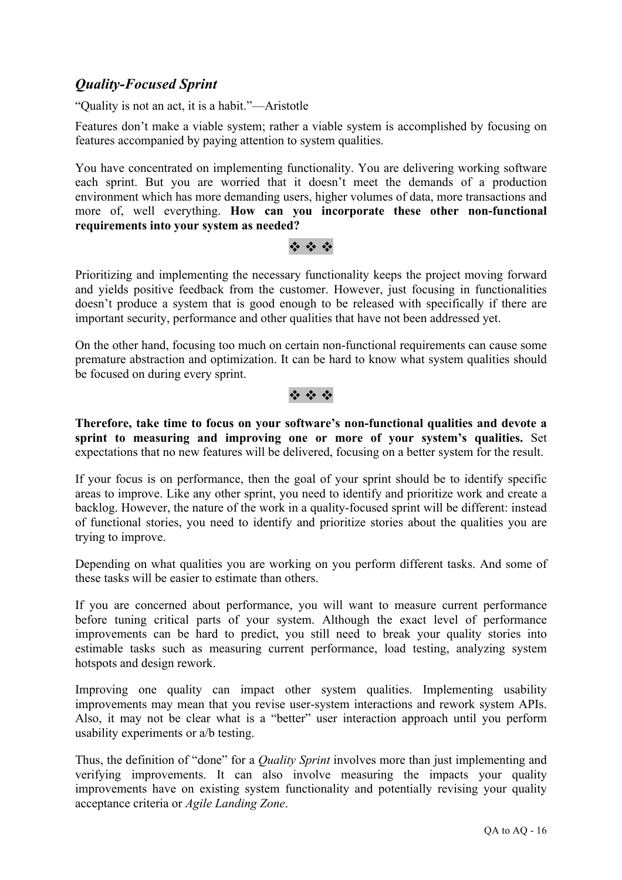## *Quality-Focused Sprint*

"Quality is not an act, it is a habit."—Aristotle

Features don't make a viable system; rather a viable system is accomplished by focusing on features accompanied by paying attention to system qualities.

You have concentrated on implementing functionality. You are delivering working software each sprint. But you are worried that it doesn't meet the demands of a production environment which has more demanding users, higher volumes of data, more transactions and more of, well everything. **How can you incorporate these other non-functional requirements into your system as needed?**

❖ ❖ ❖

Prioritizing and implementing the necessary functionality keeps the project moving forward and yields positive feedback from the customer. However, just focusing in functionalities doesn't produce a system that is good enough to be released with specifically if there are important security, performance and other qualities that have not been addressed yet.

On the other hand, focusing too much on certain non-functional requirements can cause some premature abstraction and optimization. It can be hard to know what system qualities should be focused on during every sprint.

❖ ❖ ❖

**Therefore, take time to focus on your software's non-functional qualities and devote a sprint to measuring and improving one or more of your system's qualities.** Set expectations that no new features will be delivered, focusing on a better system for the result.

If your focus is on performance, then the goal of your sprint should be to identify specific areas to improve. Like any other sprint, you need to identify and prioritize work and create a backlog. However, the nature of the work in a quality-focused sprint will be different: instead of functional stories, you need to identify and prioritize stories about the qualities you are trying to improve.

Depending on what qualities you are working on you perform different tasks. And some of these tasks will be easier to estimate than others.

If you are concerned about performance, you will want to measure current performance before tuning critical parts of your system. Although the exact level of performance improvements can be hard to predict, you still need to break your quality stories into estimable tasks such as measuring current performance, load testing, analyzing system hotspots and design rework.

Improving one quality can impact other system qualities. Implementing usability improvements may mean that you revise user-system interactions and rework system APIs. Also, it may not be clear what is a "better" user interaction approach until you perform usability experiments or a/b testing.

Thus, the definition of "done" for a *Quality Sprint* involves more than just implementing and verifying improvements. It can also involve measuring the impacts your quality improvements have on existing system functionality and potentially revising your quality acceptance criteria or *Agile Landing Zone*.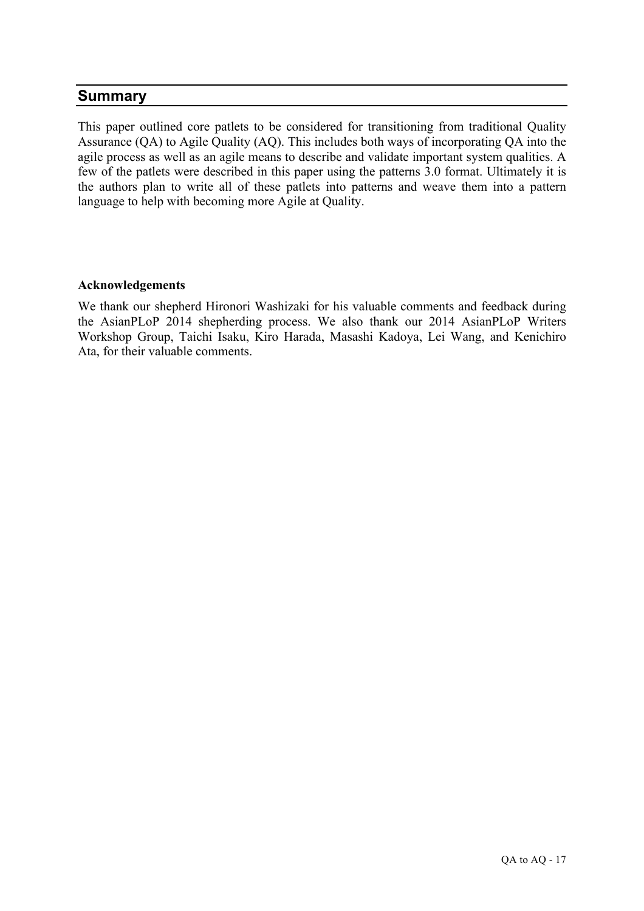## Summary

This paper outlined core patlets to be considered for transitioning from traditional Quality Assurance (QA) to Agile Quality (AQ). This includes both ways of incorporating QA into the agile process as well as an agile means to describe and validate important system qualities. A few of the patlets were described in this paper using the patterns 3.0 format. Ultimately it is the authors plan to write all of these patlets into patterns and weave them into a pattern language to help with becoming more Agile at Quality.

**Acknowledgements**

We thank our shepherd Hironori Washizaki for his valuable comments and feedback during the AsianPLoP 2014 shepherding process. We also thank our 2014 AsianPLoP Writers Workshop Group, Taichi Isaku, Kiro Harada, Masashi Kadoya, Lei Wang, and Kenichiro Ata, for their valuable comments.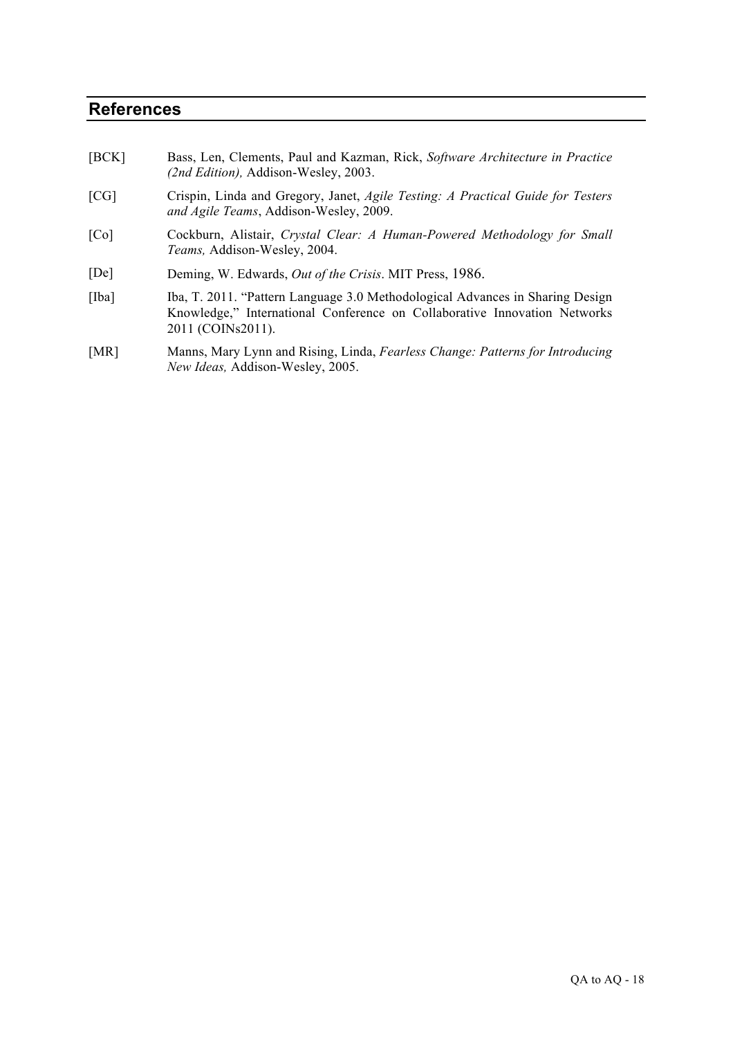## References

[BCK] Bass, Len, Clements, Paul and Kazman, Rick, *Software Architecture in Practice (2nd Edition),* Addison-Wesley, 2003.

[CG] Crispin, Linda and Gregory, Janet, *Agile Testing: A Practical Guide for Testers and Agile Teams*, Addison-Wesley, 2009.

[Co] Cockburn, Alistair, *Crystal Clear: A Human-Powered Methodology for Small Teams,* Addison-Wesley, 2004.

[De] Deming, W. Edwards, *Out of the Crisis*. MIT Press, 1986.

[Iba] Iba, T. 2011. "Pattern Language 3.0 Methodological Advances in Sharing Design Knowledge," International Conference on Collaborative Innovation Networks 2011 (COINs2011).

[MR] Manns, Mary Lynn and Rising, Linda, *Fearless Change: Patterns for Introducing New Ideas,* Addison-Wesley, 2005.